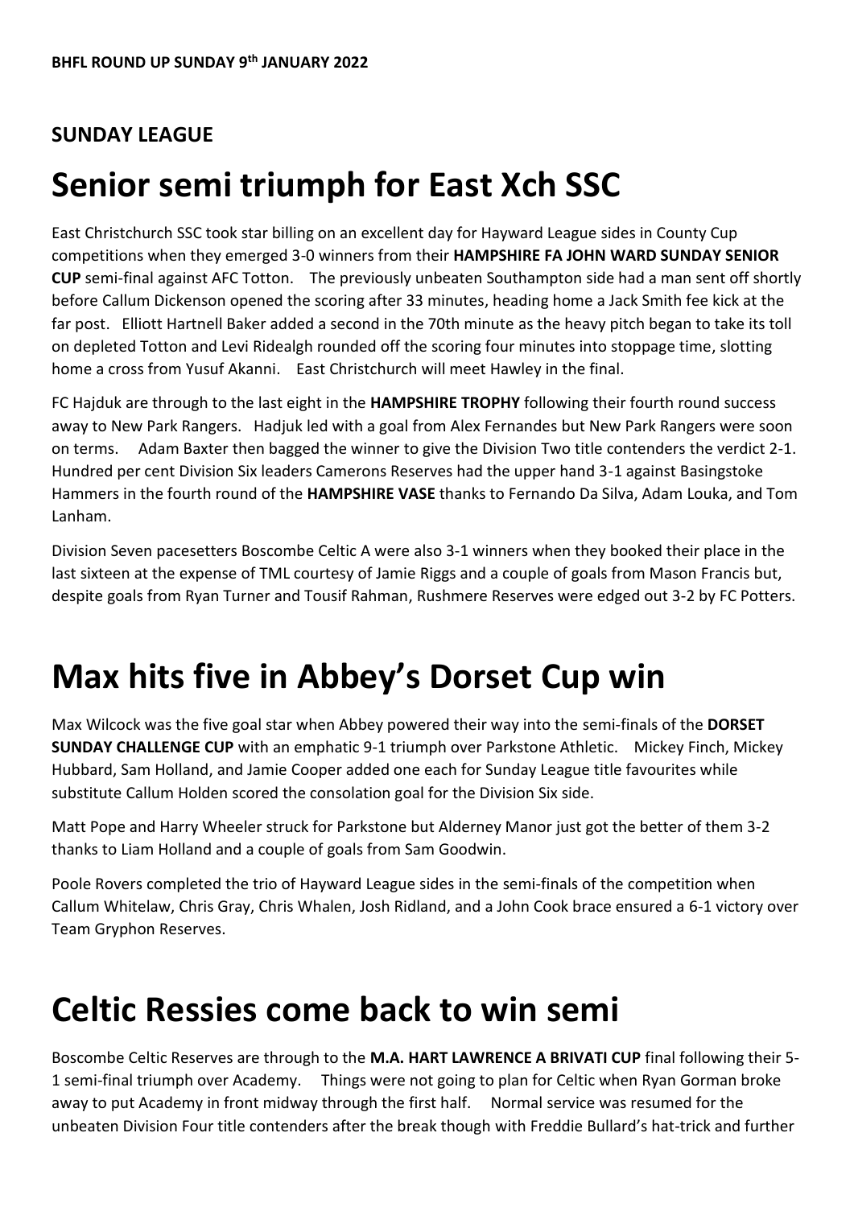**BHFL ROUND UP SUNDAY 9th JANUARY 2022**

## SUNDAY LEAGUE

# Senior semi triumph for East Xch SSC

East Christchurch SSC took star billing on an excellent day for Hayward League sides in County Cup competitions when they emerged 3-0 winners from their **HAMPSHIRE FA JOHN WARD SUNDAY SENIOR CUP** semi-final against AFC Totton. The previously unbeaten Southampton side had a man sent off shortly before Callum Dickenson opened the scoring after 33 minutes, heading home a Jack Smith fee kick at the far post. Elliott Hartnell Baker added a second in the 70th minute as the heavy pitch began to take its toll on depleted Totton and Levi Ridealgh rounded off the scoring four minutes into stoppage time, slotting home a cross from Yusuf Akanni. East Christchurch will meet Hawley in the final.

FC Hajduk are through to the last eight in the **HAMPSHIRE TROPHY** following their fourth round success away to New Park Rangers. Hadjuk led with a goal from Alex Fernandes but New Park Rangers were soon on terms. Adam Baxter then bagged the winner to give the Division Two title contenders the verdict 2-1. Hundred per cent Division Six leaders Camerons Reserves had the upper hand 3-1 against Basingstoke Hammers in the fourth round of the **HAMPSHIRE VASE** thanks to Fernando Da Silva, Adam Louka, and Tom Lanham.

Division Seven pacesetters Boscombe Celtic A were also 3-1 winners when they booked their place in the last sixteen at the expense of TML courtesy of Jamie Riggs and a couple of goals from Mason Francis but, despite goals from Ryan Turner and Tousif Rahman, Rushmere Reserves were edged out 3-2 by FC Potters.

# Max hits five in Abbey's Dorset Cup win

Max Wilcock was the five goal star when Abbey powered their way into the semi-finals of the **DORSET SUNDAY CHALLENGE CUP** with an emphatic 9-1 triumph over Parkstone Athletic. Mickey Finch, Mickey Hubbard, Sam Holland, and Jamie Cooper added one each for Sunday League title favourites while substitute Callum Holden scored the consolation goal for the Division Six side.

Matt Pope and Harry Wheeler struck for Parkstone but Alderney Manor just got the better of them 3-2 thanks to Liam Holland and a couple of goals from Sam Goodwin.

Poole Rovers completed the trio of Hayward League sides in the semi-finals of the competition when Callum Whitelaw, Chris Gray, Chris Whalen, Josh Ridland, and a John Cook brace ensured a 6-1 victory over Team Gryphon Reserves.

# Celtic Ressies come back to win semi

Boscombe Celtic Reserves are through to the **M.A. HART LAWRENCE A BRIVATI CUP** final following their 5-1 semi-final triumph over Academy. Things were not going to plan for Celtic when Ryan Gorman broke away to put Academy in front midway through the first half. Normal service was resumed for the unbeaten Division Four title contenders after the break though with Freddie Bullard's hat-trick and further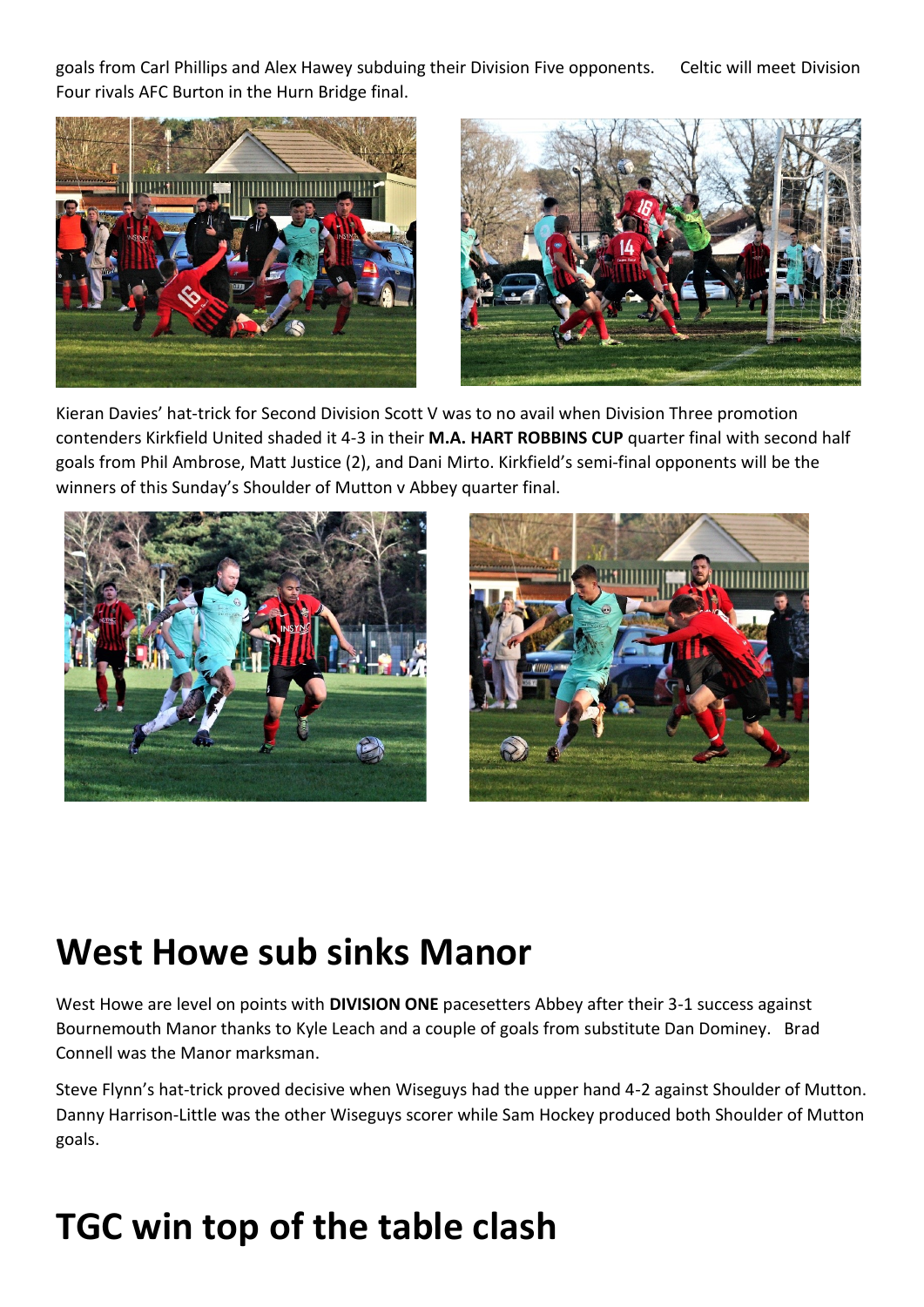goals from Carl Phillips and Alex Hawey subduing their Division Five opponents. Celtic will meet Division Four rivals AFC Burton in the Hurn Bridge final.

Kieran Davies' hat-trick for Second Division Scott V was to no avail when Division Three promotion contenders Kirkfield United shaded it 4-3 in their **M.A. HART ROBBINS CUP** quarter final with second half goals from Phil Ambrose, Matt Justice (2), and Dani Mirto. Kirkfield's semi-final opponents will be the winners of this Sunday's Shoulder of Mutton v Abbey quarter final.

# West Howe sub sinks Manor

West Howe are level on points with **DIVISION ONE** pacesetters Abbey after their 3-1 success against Bournemouth Manor thanks to Kyle Leach and a couple of goals from substitute Dan Dominey. Brad Connell was the Manor marksman.

Steve Flynn's hat-trick proved decisive when Wiseguys had the upper hand 4-2 against Shoulder of Mutton. Danny Harrison-Little was the other Wiseguys scorer while Sam Hockey produced both Shoulder of Mutton goals.

# TGC win top of the table clash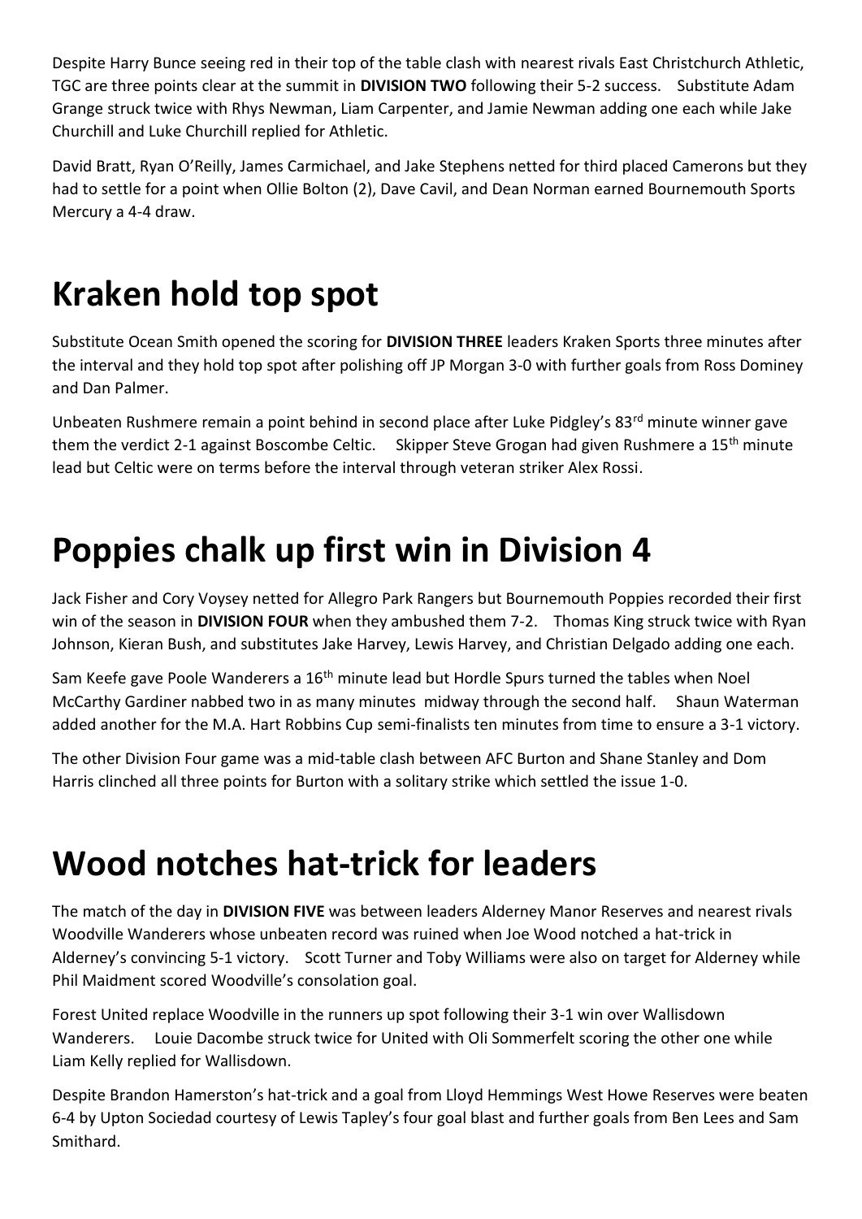Despite Harry Bunce seeing red in their top of the table clash with nearest rivals East Christchurch Athletic, TGC are three points clear at the summit in **DIVISION TWO** following their 5-2 success. Substitute Adam Grange struck twice with Rhys Newman, Liam Carpenter, and Jamie Newman adding one each while Jake Churchill and Luke Churchill replied for Athletic.

David Bratt, Ryan O'Reilly, James Carmichael, and Jake Stephens netted for third placed Camerons but they had to settle for a point when Ollie Bolton (2), Dave Cavil, and Dean Norman earned Bournemouth Sports Mercury a 4-4 draw.

# Kraken hold top spot

Substitute Ocean Smith opened the scoring for **DIVISION THREE** leaders Kraken Sports three minutes after the interval and they hold top spot after polishing off JP Morgan 3-0 with further goals from Ross Dominey and Dan Palmer.

Unbeaten Rushmere remain a point behind in second place after Luke Pidgley's 83rd minute winner gave them the verdict 2-1 against Boscombe Celtic. Skipper Steve Grogan had given Rushmere a 15th minute lead but Celtic were on terms before the interval through veteran striker Alex Rossi.

# Poppies chalk up first win in Division 4

Jack Fisher and Cory Voysey netted for Allegro Park Rangers but Bournemouth Poppies recorded their first win of the season in **DIVISION FOUR** when they ambushed them 7-2. Thomas King struck twice with Ryan Johnson, Kieran Bush, and substitutes Jake Harvey, Lewis Harvey, and Christian Delgado adding one each.

Sam Keefe gave Poole Wanderers a 16th minute lead but Hordle Spurs turned the tables when Noel McCarthy Gardiner nabbed two in as many minutes midway through the second half. Shaun Waterman added another for the M.A. Hart Robbins Cup semi-finalists ten minutes from time to ensure a 3-1 victory.

The other Division Four game was a mid-table clash between AFC Burton and Shane Stanley and Dom Harris clinched all three points for Burton with a solitary strike which settled the issue 1-0.

# Wood notches hat-trick for leaders

The match of the day in **DIVISION FIVE** was between leaders Alderney Manor Reserves and nearest rivals Woodville Wanderers whose unbeaten record was ruined when Joe Wood notched a hat-trick in Alderney's convincing 5-1 victory. Scott Turner and Toby Williams were also on target for Alderney while Phil Maidment scored Woodville's consolation goal.

Forest United replace Woodville in the runners up spot following their 3-1 win over Wallisdown Wanderers. Louie Dacombe struck twice for United with Oli Sommerfelt scoring the other one while Liam Kelly replied for Wallisdown.

Despite Brandon Hamerston's hat-trick and a goal from Lloyd Hemmings West Howe Reserves were beaten 6-4 by Upton Sociedad courtesy of Lewis Tapley's four goal blast and further goals from Ben Lees and Sam Smithard.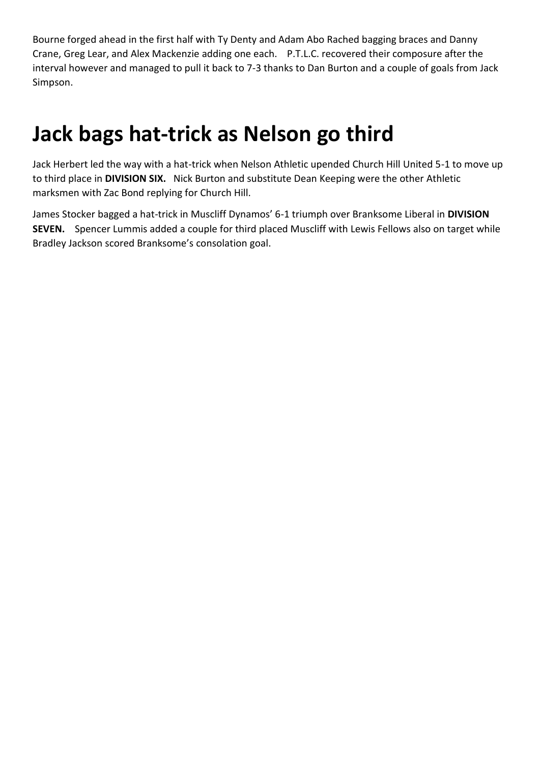Bourne forged ahead in the first half with Ty Denty and Adam Abo Rached bagging braces and Danny Crane, Greg Lear, and Alex Mackenzie adding one each.   P.T.L.C. recovered their composure after the interval however and managed to pull it back to 7-3 thanks to Dan Burton and a couple of goals from Jack Simpson.

# Jack bags hat-trick as Nelson go third

Jack Herbert led the way with a hat-trick when Nelson Athletic upended Church Hill United 5-1 to move up to third place in **DIVISION SIX.**   Nick Burton and substitute Dean Keeping were the other Athletic marksmen with Zac Bond replying for Church Hill.

James Stocker bagged a hat-trick in Muscliff Dynamos' 6-1 triumph over Branksome Liberal in **DIVISION SEVEN.**   Spencer Lummis added a couple for third placed Muscliff with Lewis Fellows also on target while Bradley Jackson scored Branksome's consolation goal.